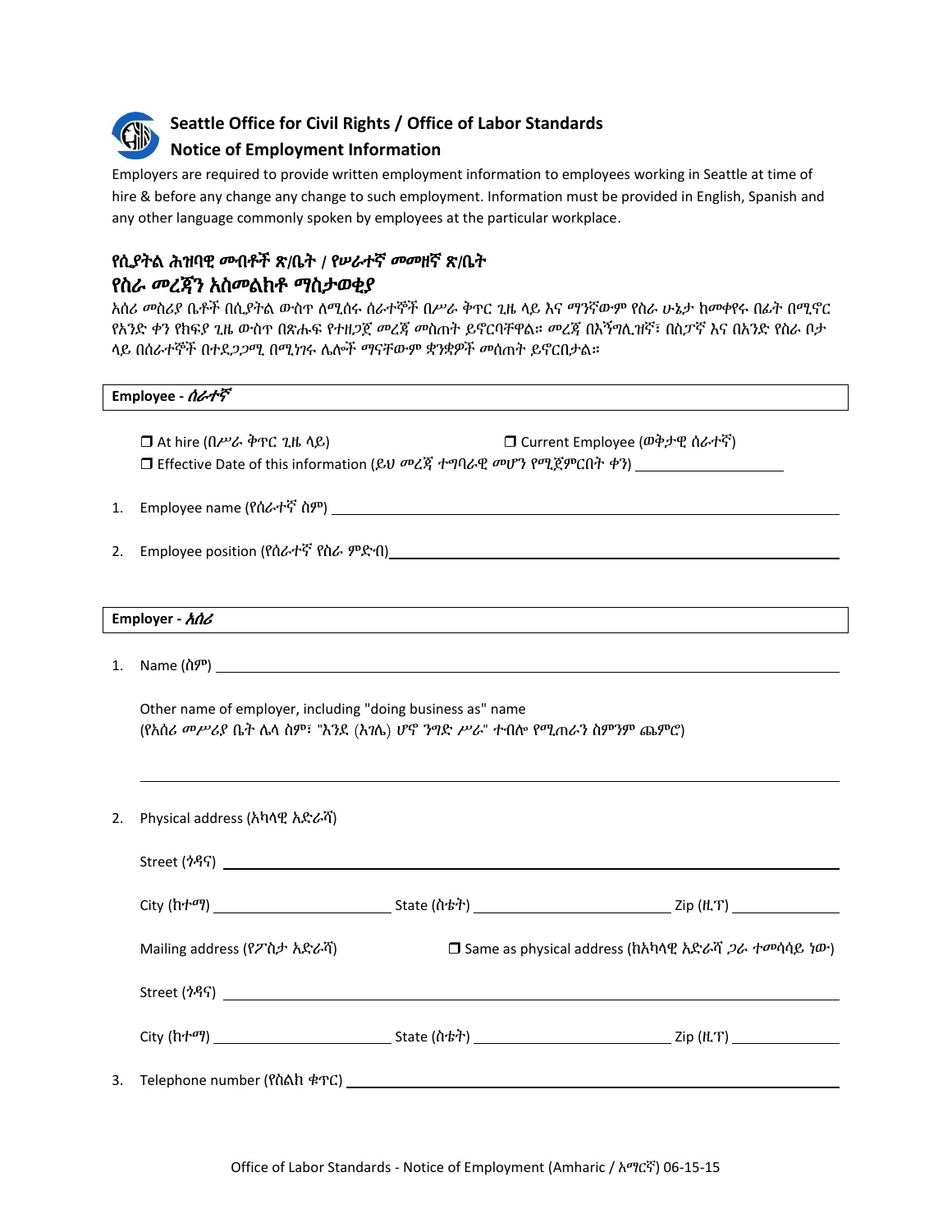## Seattle Office for Civil Rights / Office of Labor Standards
## Notice of Employment Information

Employers are required to provide written employment information to employees working in Seattle at time of hire & before any change any change to such employment. Information must be provided in English, Spanish and any other language commonly spoken by employees at the particular workplace.

## *የሲያትል ሕዝባዊ መብቶች ጽ/ቤት / የሠራተኛ መመዘኛ ጽ/ቤት*
## *የስራ መረጃን አስመልክቶ ማስታወቂያ*

አሰሪ መስሪያ ቤቶች በሲያትል ውስጥ ለሚሰሩ ሰራተኞች በሥራ ቅጥር ጊዜ ላይ እና ማንኛውም የስራ ሁኔታ ከመቀየሩ በፊት በሚኖር የአንድ ቀን የክፍያ ጊዜ ውስጥ በጽሑፍ የተዘጋጀ መረጃ መስጠት ይኖርባቸዋል። መረጃ በእንግሊዝኛ፣ በስፓኛ እና በአንድ የስራ ቦታ ላይ በሰራተኞች በተደጋጋሚ በሚነገሩ ሌሎች ማናቸውም ቋንቋዎች መሰጠት ይኖርበታል።

**Employee -** ***ሰራተኛ***

❒ At hire (በሥራ ቅጥር ጊዜ ላይ) ❒ Current Employee (ወቅታዊ ሰራተኛ)

❒ Effective Date of this information (ይህ መረጃ ተግባራዊ መሆን የሚጀምርበት ቀን) ____________________

1. Employee name (የሰራተኛ ስም) ____________________
2. Employee position (የሰራተኛ የስራ ምድብ) ____________________

**Employer -** ***አሰሪ***

1. Name (ስም) ____________________

   Other name of employer, including "doing business as" name
   (የአሰሪ መሥሪያ ቤት ሌላ ስም፣ "እንደ (አገሌ) ሆኖ ንግድ ሥራ" ተብሎ የሚጠራን ስምንም ጨምሮ)

   ____________________

2. Physical address (አካላዊ አድራሻ)

   Street (ጎዳና) ____________________

   City (ከተማ) ____________________ State (ስቴት) ____________________ Zip (ዚፕ) ____________________

   Mailing address (የፖስታ አድራሻ) ❒ Same as physical address (ከአካላዊ አድራሻ ጋራ ተመሳሳይ ነው)

   Street (ጎዳና) ____________________

   City (ከተማ) ____________________ State (ስቴት) ____________________ Zip (ዚፕ) ____________________

3. Telephone number (የስልክ ቁጥር) ____________________

Office of Labor Standards - Notice of Employment (Amharic / አማርኛ) 06-15-15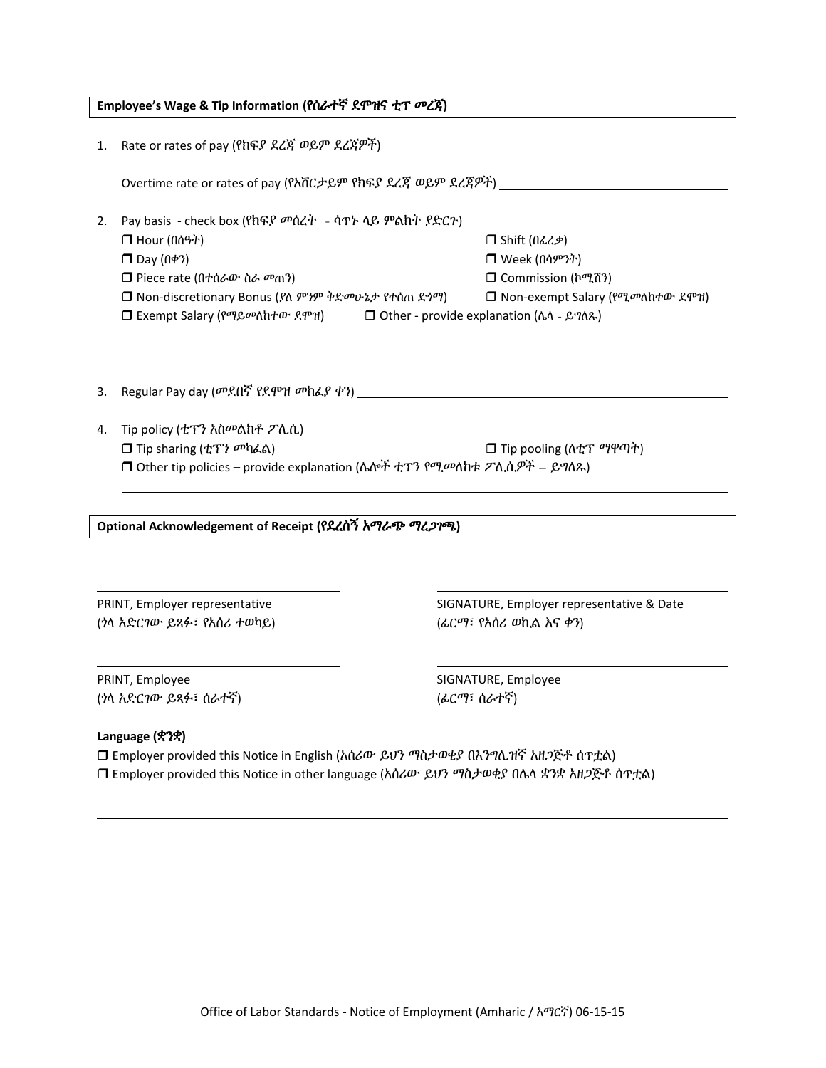**Employee's Wage & Tip Information (የሰራተኛ ደሞዝና ቲፕ መረጃ)**

1. Rate or rates of pay (የክፍያ ደረጃ ወይም ደረጃዎች) \_\_\_\_\_\_\_\_\_\_\_\_\_\_\_\_\_\_\_\_\_\_\_\_\_\_\_\_\_\_

   Overtime rate or rates of pay (የአቨርታይም የክፍያ ደረጃ ወይም ደረጃዎች) \_\_\_\_\_\_\_\_\_\_\_\_\_\_\_\_\_\_\_\_\_\_\_\_

2. Pay basis - check box (የክፍያ መሰረት - ሳጥኑ ላይ ምልክት ያድርጉ)
   - ❒ Hour (በሰዓት)
   - ❒ Shift (በፈረቃ)
   - ❒ Day (በቀን)
   - ❒ Week (በሳምንት)
   - ❒ Piece rate (በተሰራው ስራ መጠን)
   - ❒ Commission (ኮሚሽን)
   - ❒ Non-discretionary Bonus (ያለ ምንም ቅድመሁኔታ የተሰጠ ድጎማ)
   - ❒ Non-exempt Salary (የሚመለከተው ደሞዝ)
   - ❒ Exempt Salary (የማይመለከተው ደሞዝ)
   - ❒ Other - provide explanation (ሌላ - ይግለጹ)

   \_\_\_\_\_\_\_\_\_\_\_\_\_\_\_\_\_\_\_\_\_\_\_\_\_\_\_\_\_\_\_\_\_\_\_\_\_\_\_\_\_\_\_\_\_\_\_\_

3. Regular Pay day (መደበኛ የደሞዝ መክፈያ ቀን) \_\_\_\_\_\_\_\_\_\_\_\_\_\_\_\_\_\_\_\_\_\_\_\_\_\_\_\_\_\_

4. Tip policy (ቲፕን አስመልክቶ ፖሊሲ)
   - ❒ Tip sharing (ቲፕን መካፈል)
   - ❒ Tip pooling (ለቲፕ ማዋጣት)
   - ❒ Other tip policies – provide explanation (ሌሎች ቲፕን የሚመለከቱ ፖሊሲዎች – ይግለጹ)

   \_\_\_\_\_\_\_\_\_\_\_\_\_\_\_\_\_\_\_\_\_\_\_\_\_\_\_\_\_\_\_\_\_\_\_\_\_\_\_\_\_\_\_\_\_\_\_\_

**Optional Acknowledgement of Receipt (የደረሰኝ አማራጭ ማረጋገጫ)**

\_\_\_\_\_\_\_\_\_\_\_\_\_\_\_\_\_\_\_\_\_\_\_\_\_\_\_\_\_\_
PRINT, Employer representative
(ጎላ አድርገው ይጻፉ፣ የአሰሪ ተወካይ)

\_\_\_\_\_\_\_\_\_\_\_\_\_\_\_\_\_\_\_\_\_\_\_\_\_\_\_\_\_\_
SIGNATURE, Employer representative & Date
(ፊርማ፣ የአሰሪ ወኪል እና ቀን)

\_\_\_\_\_\_\_\_\_\_\_\_\_\_\_\_\_\_\_\_\_\_\_\_\_\_\_\_\_\_
PRINT, Employee
(ጎላ አድርገው ይጻፉ፣ ሰራተኛ)

\_\_\_\_\_\_\_\_\_\_\_\_\_\_\_\_\_\_\_\_\_\_\_\_\_\_\_\_\_\_
SIGNATURE, Employee
(ፊርማ፣ ሰራተኛ)

**Language (ቋንቋ)**

- ❒ Employer provided this Notice in English (አሰሪው ይህን ማስታወቂያ በእንግሊዝኛ አዘጋጅቶ ሰጥቷል)
- ❒ Employer provided this Notice in other language (አሰሪው ይህን ማስታወቂያ በሌላ ቋንቋ አዘጋጅቶ ሰጥቷል)

\_\_\_\_\_\_\_\_\_\_\_\_\_\_\_\_\_\_\_\_\_\_\_\_\_\_\_\_\_\_\_\_\_\_\_\_\_\_\_\_\_\_\_\_\_\_\_\_

Office of Labor Standards - Notice of Employment (Amharic / አማርኛ) 06-15-15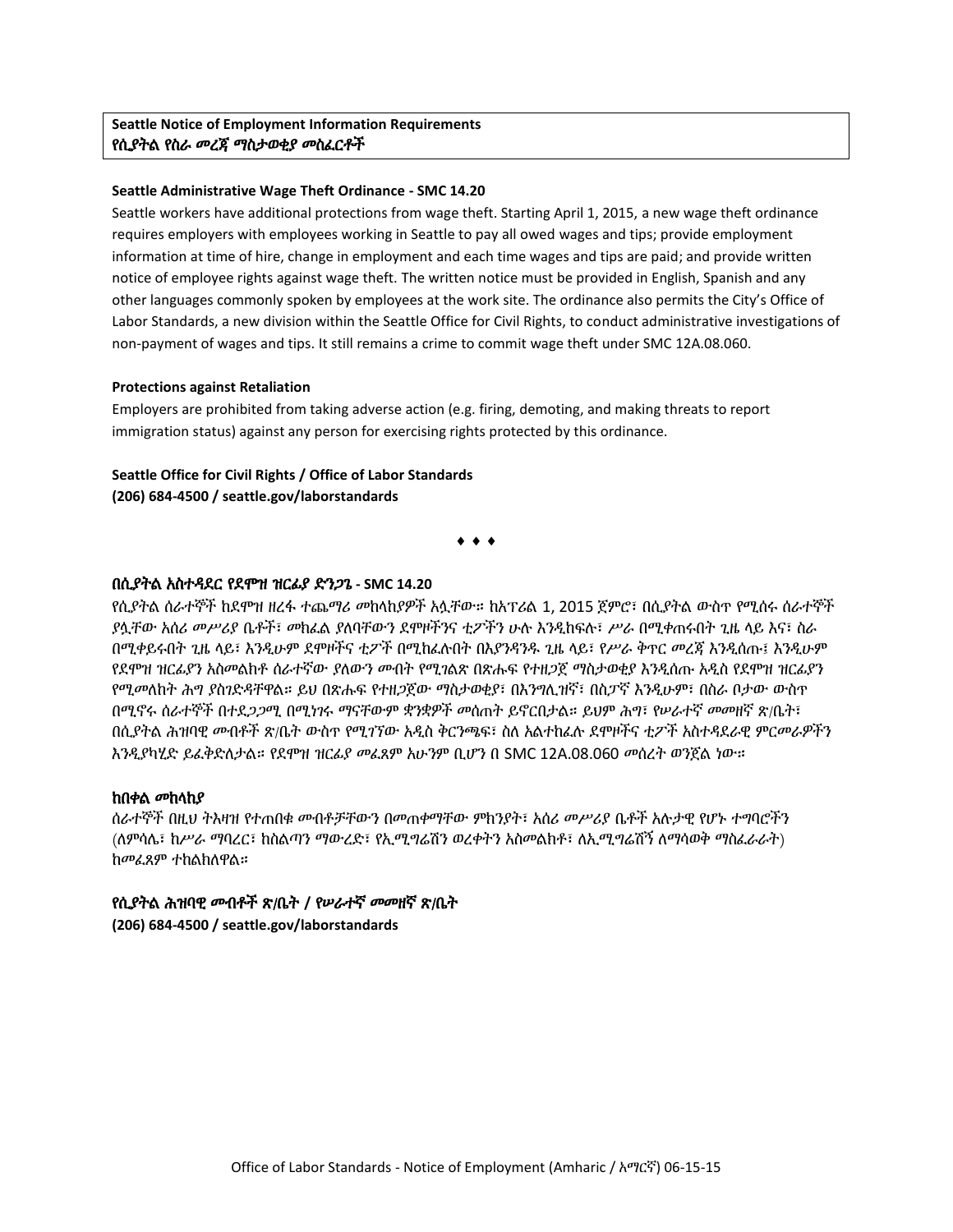**Seattle Notice of Employment Information Requirements**
**የሲያትል የስራ መረጃ ማስታወቂያ መስፈርቶች**

**Seattle Administrative Wage Theft Ordinance - SMC 14.20**

Seattle workers have additional protections from wage theft. Starting April 1, 2015, a new wage theft ordinance requires employers with employees working in Seattle to pay all owed wages and tips; provide employment information at time of hire, change in employment and each time wages and tips are paid; and provide written notice of employee rights against wage theft. The written notice must be provided in English, Spanish and any other languages commonly spoken by employees at the work site. The ordinance also permits the City's Office of Labor Standards, a new division within the Seattle Office for Civil Rights, to conduct administrative investigations of non-payment of wages and tips. It still remains a crime to commit wage theft under SMC 12A.08.060.

**Protections against Retaliation**

Employers are prohibited from taking adverse action (e.g. firing, demoting, and making threats to report immigration status) against any person for exercising rights protected by this ordinance.

**Seattle Office for Civil Rights / Office of Labor Standards**
**(206) 684-4500 / seattle.gov/laborstandards**

♦ ♦ ♦

**በሲያትል አስተዳደር የደሞዝ ዝርፊያ ድንጋጌ - SMC 14.20**

የሲያትል ሰራተኞች ከደሞዝ ዘረፋ ተጨማሪ መከላከያዎች አሏቸው። ከአፕሪል 1, 2015 ጀምሮ፣ በሲያትል ውስጥ የሚሰሩ ሰራተኞች ያሏቸው አሰሪ መሥሪያ ቤቶች፣ መከፈል ያለባቸውን ደሞዞችንና ቲፖችን ሁሉ እንዲከፍሉ፣ ሥራ በሚቀጠሩበት ጊዜ ላይ እና፣ ስራ በሚቀይሩበት ጊዜ ላይ፣ እንዲሁም ደሞዞችና ቲፖች በሚከፈሉበት በእያንዳንዱ ጊዜ ላይ፣ የሥራ ቅጥር መረጃ እንዲሰጡ፤ እንዲሁም የደሞዝ ዝርፊያን አስመልክቶ ሰራተኛው ያለውን መብት የሚገልጽ በጽሑፍ የተዘጋጀ ማስታወቂያ እንዲሰጡ አዲስ የደሞዝ ዝርፊያን የሚመለከት ሕግ ያስገድዳቸዋል። ይህ በጽሑፍ የተዘጋጀው ማስታወቂያ፣ በእንግሊዝኛ፣ በስፓኛ እንዲሁም፣ በስራ ቦታው ውስጥ በሚኖሩ ሰራተኞች በተደጋጋሚ በሚነገሩ ማናቸውም ቋንቋዎች መሰጠት ይኖርበታል። ይህም ሕግ፣ የሠራተኛ መመዘኛ ጽ/ቤት፣ በሲያትል ሕዝባዊ መብቶች ጽ/ቤት ውስጥ የሚገኘው አዲስ ቅርንጫፍ፣ ስለ አልተከፈሉ ደሞዞችና ቲፖች አስተዳደራዊ ምርመራዎችን እንዲያካሂድ ይፈቅድለታል። የደሞዝ ዝርፊያ መፈጸም አሁንም ቢሆን በ SMC 12A.08.060 መሰረት ወንጀል ነው።

**ከበቀል መከላከያ**

ሰራተኞች በዚህ ትእዛዝ የተጠበቁ መብቶቻቸውን በመጠቀማቸው ምክንያት፣ አሰሪ መሥሪያ ቤቶች አሉታዊ የሆኑ ተግባሮችን (ለምሳሌ፣ ከሥራ ማባረር፣ ከስልጣን ማውረድ፣ የኢሚግሬሽን ወረቀትን አስመልክቶ፣ ለኢሚግሬሽን ለማሳወቅ ማስፈራራት) ከመፈጸም ተከልክለዋል።

**የሲያትል ሕዝባዊ መብቶች ጽ/ቤት / የሠራተኛ መመዘኛ ጽ/ቤት**
**(206) 684-4500 / seattle.gov/laborstandards**